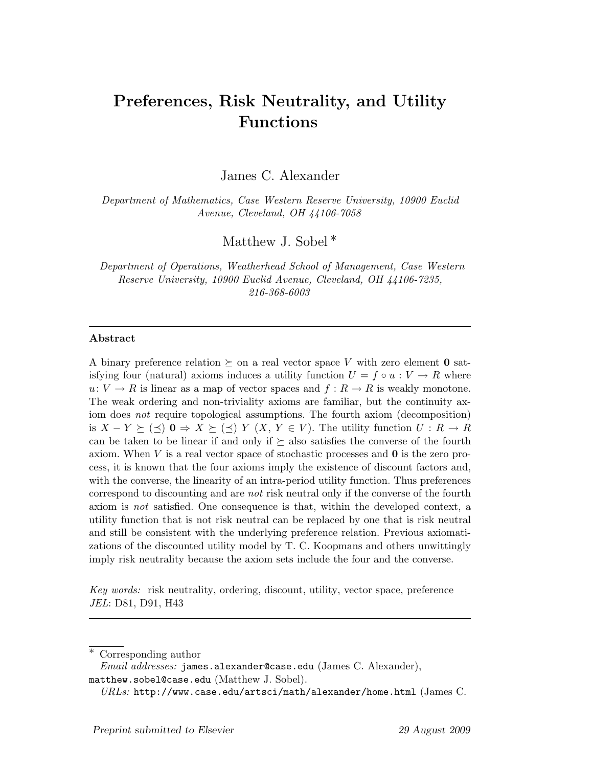# Preferences, Risk Neutrality, and Utility Functions

James C. Alexander

*Department of Mathematics, Case Western Reserve University, 10900 Euclid Avenue, Cleveland, OH 44106-7058*

Matthew J. Sobel [*]

*Department of Operations, Weatherhead School of Management, Case Western Reserve University, 10900 Euclid Avenue, Cleveland, OH 44106-7235, 216-368-6003*

---

**Abstract**

A binary preference relation $\succeq$ on a real vector space $V$ with zero element $\mathbf{0}$ satisfying four (natural) axioms induces a utility function $U = f \circ u : V \to R$ where $u: V \to R$ is linear as a map of vector spaces and $f : R \to R$ is weakly monotone. The weak ordering and non-triviality axioms are familiar, but the continuity axiom does *not* require topological assumptions. The fourth axiom (decomposition) is $X - Y \succeq (\preceq)\ \mathbf{0} \Rightarrow X \succeq (\preceq)\ Y$ $(X, Y \in V)$. The utility function $U : R \to R$ can be taken to be linear if and only if $\succeq$ also satisfies the converse of the fourth axiom. When $V$ is a real vector space of stochastic processes and $\mathbf{0}$ is the zero process, it is known that the four axioms imply the existence of discount factors and, with the converse, the linearity of an intra-period utility function. Thus preferences correspond to discounting and are *not* risk neutral only if the converse of the fourth axiom is *not* satisfied. One consequence is that, within the developed context, a utility function that is not risk neutral can be replaced by one that is risk neutral and still be consistent with the underlying preference relation. Previous axiomatizations of the discounted utility model by T. C. Koopmans and others unwittingly imply risk neutrality because the axiom sets include the four and the converse.

*Key words:* risk neutrality, ordering, discount, utility, vector space, preference
*JEL*: D81, D91, H43

---

[*] Corresponding author
*Email addresses:* `james.alexander@case.edu` (James C. Alexander), `matthew.sobel@case.edu` (Matthew J. Sobel).
*URLs:* `http://www.case.edu/artsci/math/alexander/home.html` (James C.

*Preprint submitted to Elsevier* 29 August 2009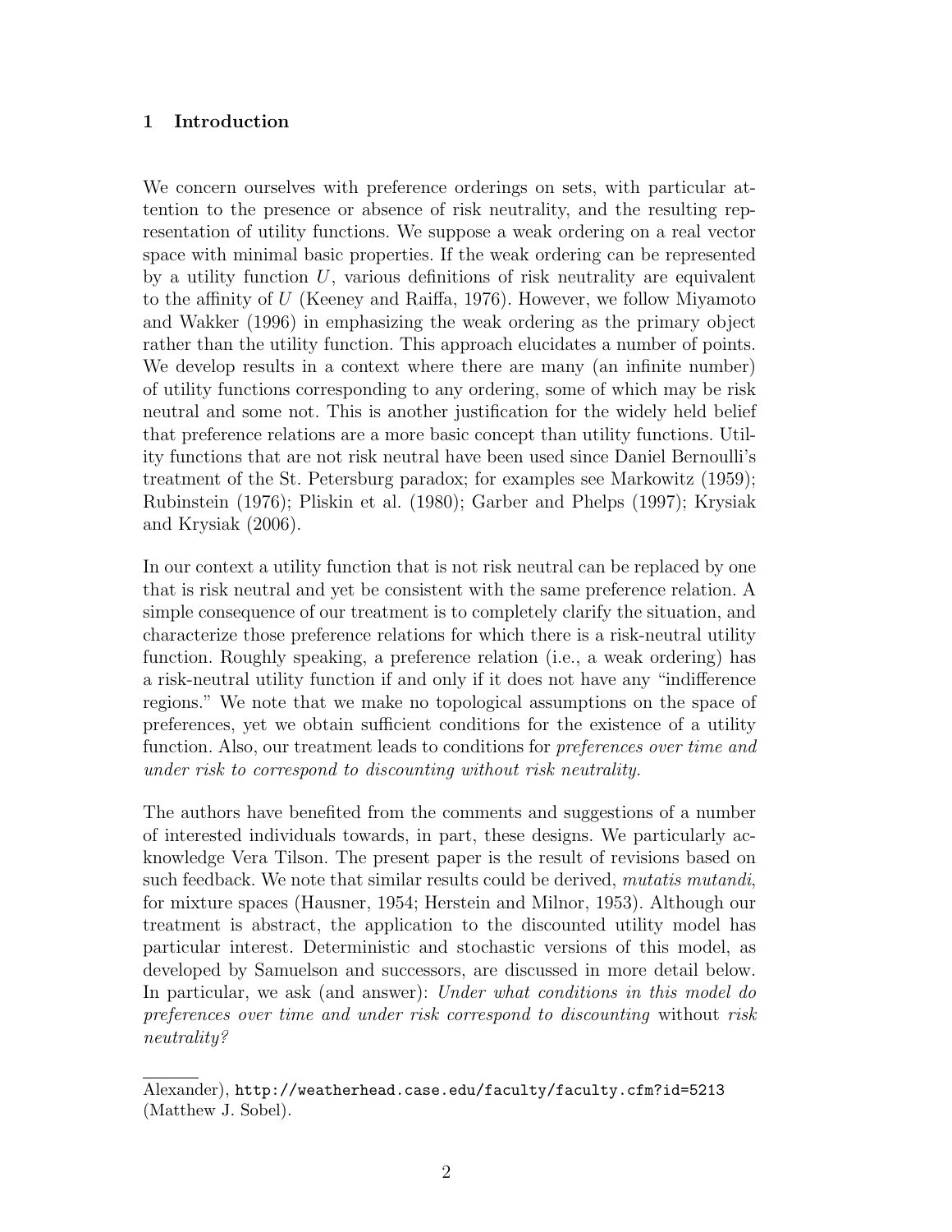## 1 Introduction

We concern ourselves with preference orderings on sets, with particular attention to the presence or absence of risk neutrality, and the resulting representation of utility functions. We suppose a weak ordering on a real vector space with minimal basic properties. If the weak ordering can be represented by a utility function $U$, various definitions of risk neutrality are equivalent to the affinity of $U$ (Keeney and Raiffa, 1976). However, we follow Miyamoto and Wakker (1996) in emphasizing the weak ordering as the primary object rather than the utility function. This approach elucidates a number of points. We develop results in a context where there are many (an infinite number) of utility functions corresponding to any ordering, some of which may be risk neutral and some not. This is another justification for the widely held belief that preference relations are a more basic concept than utility functions. Utility functions that are not risk neutral have been used since Daniel Bernoulli's treatment of the St. Petersburg paradox; for examples see Markowitz (1959); Rubinstein (1976); Pliskin et al. (1980); Garber and Phelps (1997); Krysiak and Krysiak (2006).

In our context a utility function that is not risk neutral can be replaced by one that is risk neutral and yet be consistent with the same preference relation. A simple consequence of our treatment is to completely clarify the situation, and characterize those preference relations for which there is a risk-neutral utility function. Roughly speaking, a preference relation (i.e., a weak ordering) has a risk-neutral utility function if and only if it does not have any "indifference regions." We note that we make no topological assumptions on the space of preferences, yet we obtain sufficient conditions for the existence of a utility function. Also, our treatment leads to conditions for *preferences over time and under risk to correspond to discounting without risk neutrality.*

The authors have benefited from the comments and suggestions of a number of interested individuals towards, in part, these designs. We particularly acknowledge Vera Tilson. The present paper is the result of revisions based on such feedback. We note that similar results could be derived, *mutatis mutandi*, for mixture spaces (Hausner, 1954; Herstein and Milnor, 1953). Although our treatment is abstract, the application to the discounted utility model has particular interest. Deterministic and stochastic versions of this model, as developed by Samuelson and successors, are discussed in more detail below. In particular, we ask (and answer): *Under what conditions in this model do preferences over time and under risk correspond to discounting* without *risk neutrality?*

---

Alexander), http://weatherhead.case.edu/faculty/faculty.cfm?id=5213 (Matthew J. Sobel).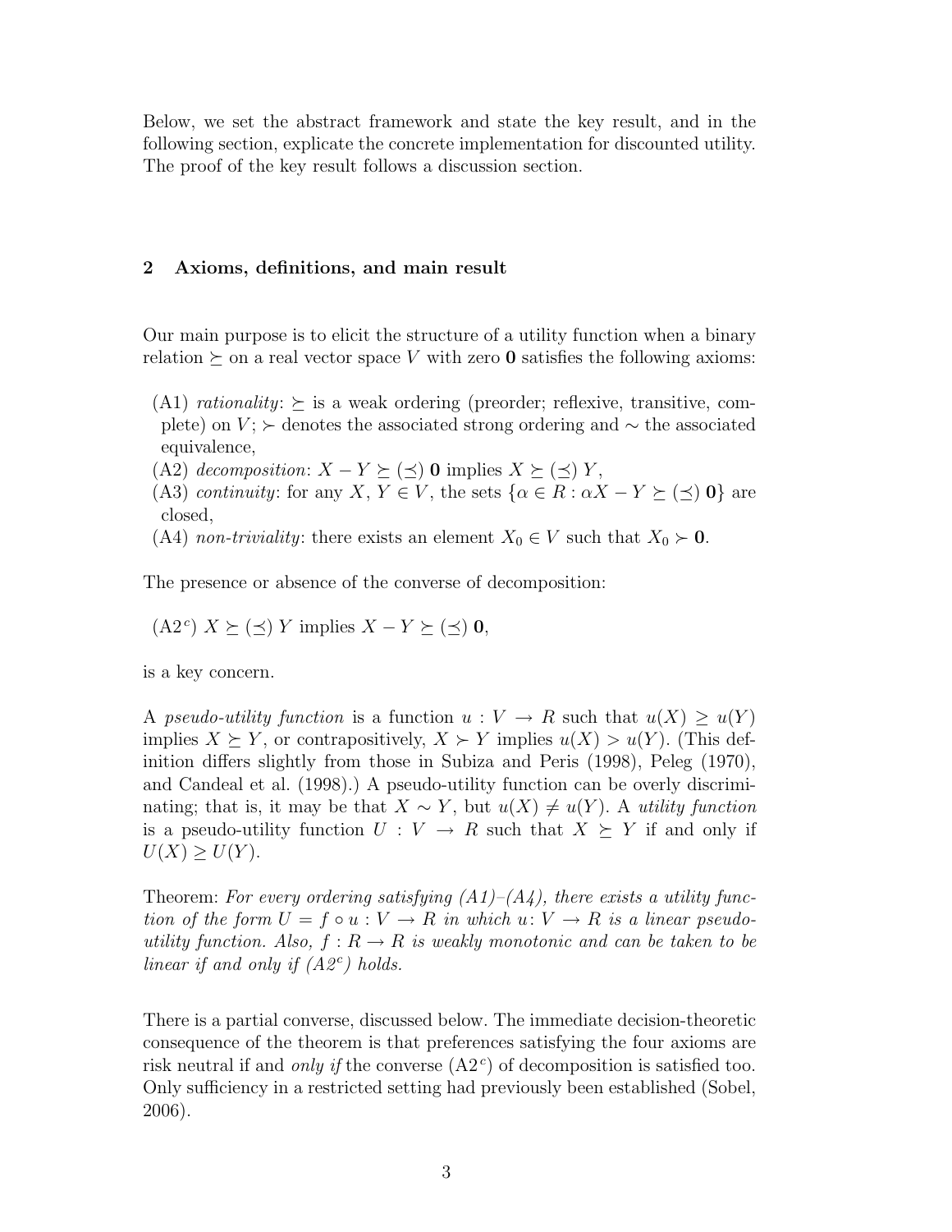Below, we set the abstract framework and state the key result, and in the following section, explicate the concrete implementation for discounted utility. The proof of the key result follows a discussion section.

## 2 Axioms, definitions, and main result

Our main purpose is to elicit the structure of a utility function when a binary relation $\succeq$ on a real vector space $V$ with zero $\mathbf{0}$ satisfies the following axioms:

- (A1) *rationality*: $\succeq$ is a weak ordering (preorder; reflexive, transitive, complete) on $V$; $\succ$ denotes the associated strong ordering and $\sim$ the associated equivalence,
- (A2) *decomposition*: $X - Y \succeq (\preceq)\ \mathbf{0}$ implies $X \succeq (\preceq)\ Y$,
- (A3) *continuity*: for any $X, Y \in V$, the sets $\{\alpha \in R : \alpha X - Y \succeq (\preceq)\ \mathbf{0}\}$ are closed,
- (A4) *non-triviality*: there exists an element $X_0 \in V$ such that $X_0 \succ \mathbf{0}$.

The presence or absence of the converse of decomposition:

(A2$^c$) $X \succeq (\preceq)\ Y$ implies $X - Y \succeq (\preceq)\ \mathbf{0}$,

is a key concern.

A *pseudo-utility function* is a function $u : V \to R$ such that $u(X) \geq u(Y)$ implies $X \succeq Y$, or contrapositively, $X \succ Y$ implies $u(X) > u(Y)$. (This definition differs slightly from those in Subiza and Peris (1998), Peleg (1970), and Candeal et al. (1998).) A pseudo-utility function can be overly discriminating; that is, it may be that $X \sim Y$, but $u(X) \neq u(Y)$. A *utility function* is a pseudo-utility function $U : V \to R$ such that $X \succeq Y$ if and only if $U(X) \geq U(Y)$.

Theorem: *For every ordering satisfying (A1)–(A4), there exists a utility function of the form $U = f \circ u : V \to R$ in which $u : V \to R$ is a linear pseudo-utility function. Also, $f : R \to R$ is weakly monotonic and can be taken to be linear if and only if (A2$^c$) holds.*

There is a partial converse, discussed below. The immediate decision-theoretic consequence of the theorem is that preferences satisfying the four axioms are risk neutral if and *only if* the converse (A2$^c$) of decomposition is satisfied too. Only sufficiency in a restricted setting had previously been established (Sobel, 2006).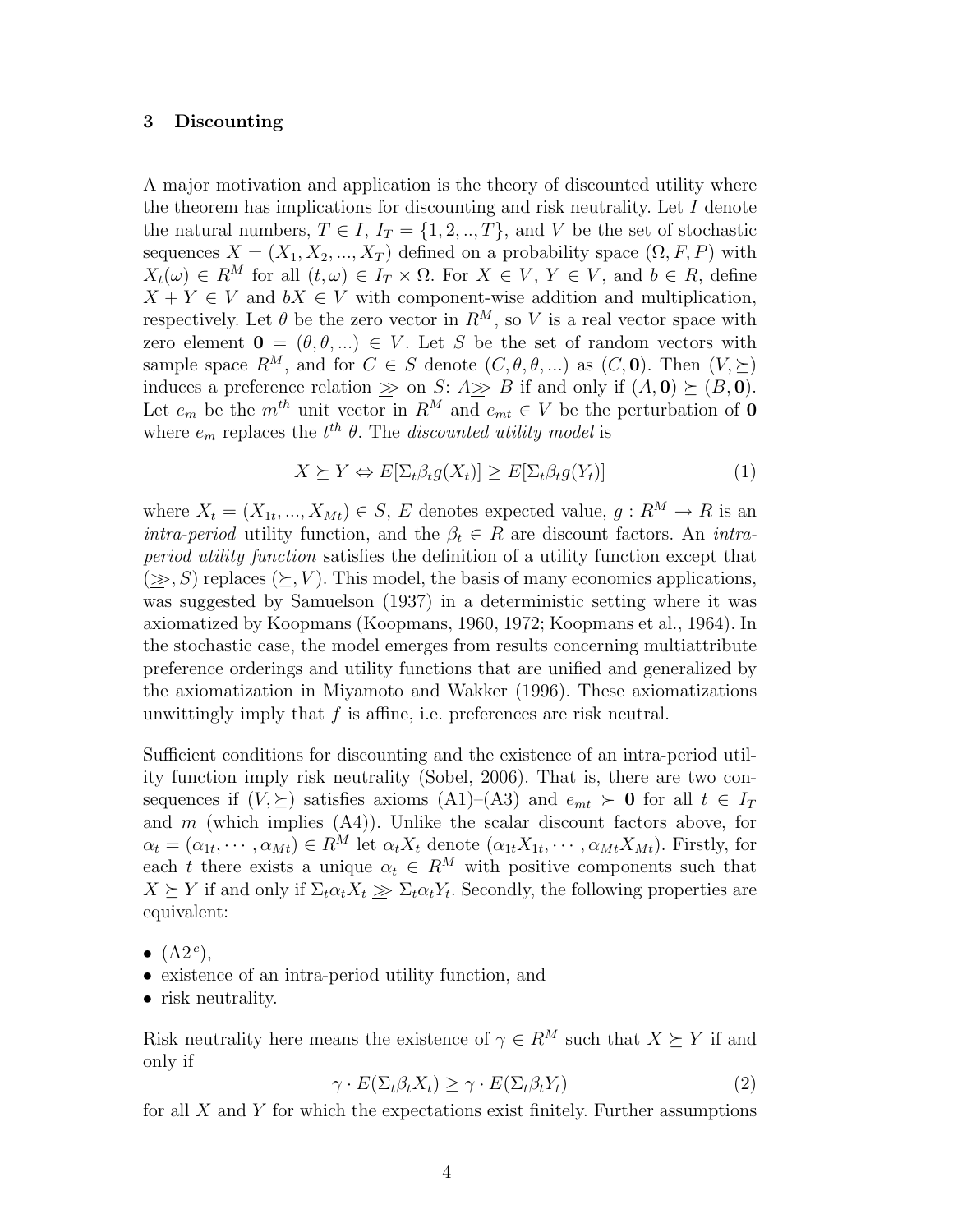## 3 Discounting

A major motivation and application is the theory of discounted utility where the theorem has implications for discounting and risk neutrality. Let $I$ denote the natural numbers, $T \in I$, $I_T = \{1, 2, .., T\}$, and $V$ be the set of stochastic sequences $X = (X_1, X_2, ..., X_T)$ defined on a probability space $(\Omega, F, P)$ with $X_t(\omega) \in R^M$ for all $(t, \omega) \in I_T \times \Omega$. For $X \in V$, $Y \in V$, and $b \in R$, define $X + Y \in V$ and $bX \in V$ with component-wise addition and multiplication, respectively. Let $\theta$ be the zero vector in $R^M$, so $V$ is a real vector space with zero element $\mathbf{0} = (\theta, \theta, ...) \in V$. Let $S$ be the set of random vectors with sample space $R^M$, and for $C \in S$ denote $(C, \theta, \theta, ...)$ as $(C, \mathbf{0})$. Then $(V, \succeq)$ induces a preference relation $\gtrsim$ on $S$: $A \gtrsim B$ if and only if $(A, \mathbf{0}) \succeq (B, \mathbf{0})$. Let $e_m$ be the $m^{th}$ unit vector in $R^M$ and $e_{mt} \in V$ be the perturbation of $\mathbf{0}$ where $e_m$ replaces the $t^{th}$ $\theta$. The *discounted utility model* is

$$X \succeq Y \Leftrightarrow E[\Sigma_t \beta_t g(X_t)] \geq E[\Sigma_t \beta_t g(Y_t)] \tag{1}$$

where $X_t = (X_{1t}, ..., X_{Mt}) \in S$, $E$ denotes expected value, $g : R^M \to R$ is an *intra-period* utility function, and the $\beta_t \in R$ are discount factors. An *intra-period utility function* satisfies the definition of a utility function except that $(\gtrsim, S)$ replaces $(\succeq, V)$. This model, the basis of many economics applications, was suggested by Samuelson (1937) in a deterministic setting where it was axiomatized by Koopmans (Koopmans, 1960, 1972; Koopmans et al., 1964). In the stochastic case, the model emerges from results concerning multiattribute preference orderings and utility functions that are unified and generalized by the axiomatization in Miyamoto and Wakker (1996). These axiomatizations unwittingly imply that $f$ is affine, i.e. preferences are risk neutral.

Sufficient conditions for discounting and the existence of an intra-period utility function imply risk neutrality (Sobel, 2006). That is, there are two consequences if $(V, \succeq)$ satisfies axioms (A1)–(A3) and $e_{mt} \succ \mathbf{0}$ for all $t \in I_T$ and $m$ (which implies (A4)). Unlike the scalar discount factors above, for $\alpha_t = (\alpha_{1t}, \cdots, \alpha_{Mt}) \in R^M$ let $\alpha_t X_t$ denote $(\alpha_{1t} X_{1t}, \cdots, \alpha_{Mt} X_{Mt})$. Firstly, for each $t$ there exists a unique $\alpha_t \in R^M$ with positive components such that $X \succeq Y$ if and only if $\Sigma_t \alpha_t X_t \gtrsim \Sigma_t \alpha_t Y_t$. Secondly, the following properties are equivalent:

- (A2$^c$),
- existence of an intra-period utility function, and
- risk neutrality.

Risk neutrality here means the existence of $\gamma \in R^M$ such that $X \succeq Y$ if and only if

$$\gamma \cdot E(\Sigma_t \beta_t X_t) \geq \gamma \cdot E(\Sigma_t \beta_t Y_t) \tag{2}$$

for all $X$ and $Y$ for which the expectations exist finitely. Further assumptions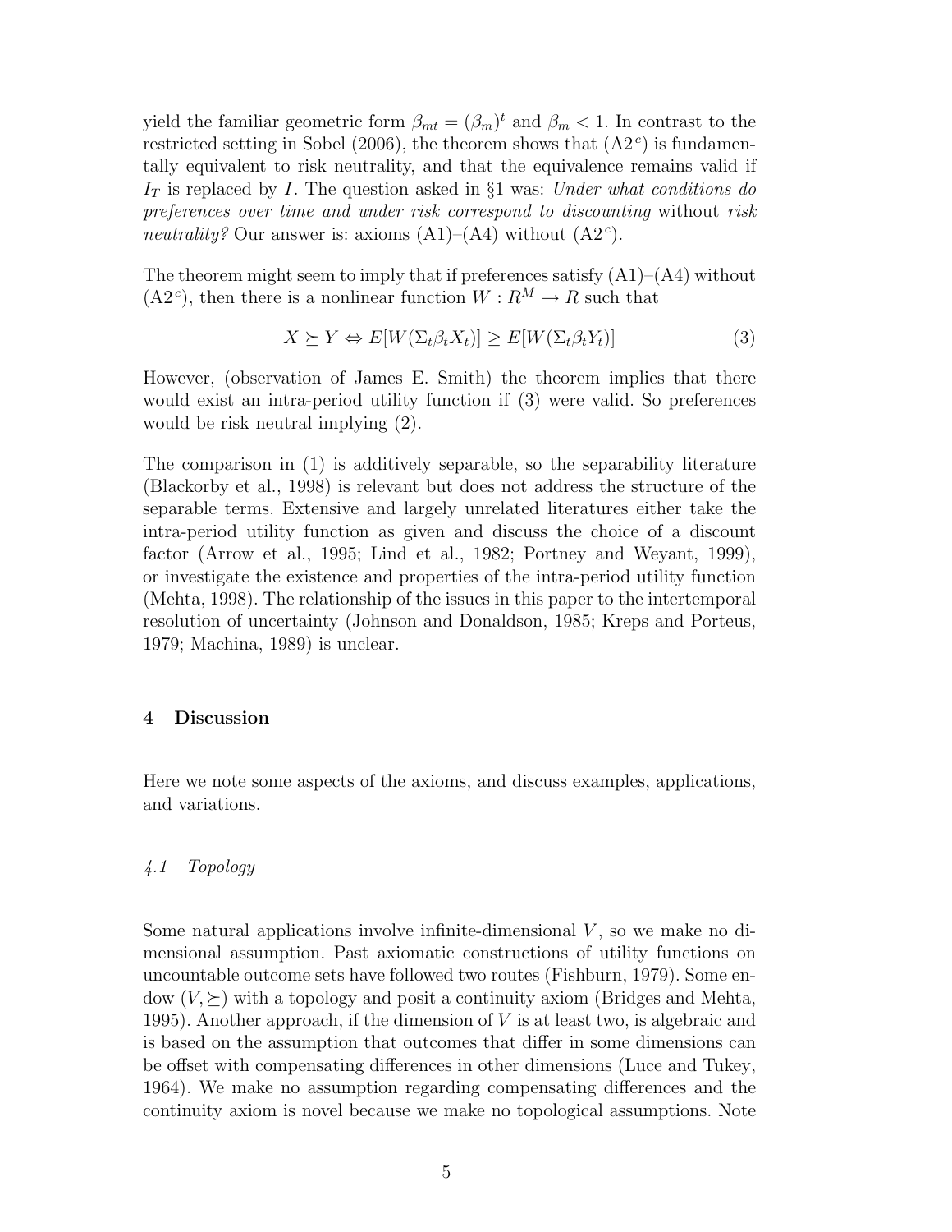yield the familiar geometric form $\beta_{mt} = (\beta_m)^t$ and $\beta_m < 1$. In contrast to the restricted setting in Sobel (2006), the theorem shows that (A2$^c$) is fundamentally equivalent to risk neutrality, and that the equivalence remains valid if $I_T$ is replaced by $I$. The question asked in §1 was: *Under what conditions do preferences over time and under risk correspond to discounting* without *risk neutrality?* Our answer is: axioms (A1)–(A4) without (A2$^c$).

The theorem might seem to imply that if preferences satisfy (A1)–(A4) without (A2$^c$), then there is a nonlinear function $W : R^M \to R$ such that

$$X \succeq Y \Leftrightarrow E[W(\Sigma_t \beta_t X_t)] \geq E[W(\Sigma_t \beta_t Y_t)] \tag{3}$$

However, (observation of James E. Smith) the theorem implies that there would exist an intra-period utility function if (3) were valid. So preferences would be risk neutral implying (2).

The comparison in (1) is additively separable, so the separability literature (Blackorby et al., 1998) is relevant but does not address the structure of the separable terms. Extensive and largely unrelated literatures either take the intra-period utility function as given and discuss the choice of a discount factor (Arrow et al., 1995; Lind et al., 1982; Portney and Weyant, 1999), or investigate the existence and properties of the intra-period utility function (Mehta, 1998). The relationship of the issues in this paper to the intertemporal resolution of uncertainty (Johnson and Donaldson, 1985; Kreps and Porteus, 1979; Machina, 1989) is unclear.

## 4 Discussion

Here we note some aspects of the axioms, and discuss examples, applications, and variations.

### *4.1 Topology*

Some natural applications involve infinite-dimensional $V$, so we make no dimensional assumption. Past axiomatic constructions of utility functions on uncountable outcome sets have followed two routes (Fishburn, 1979). Some endow $(V, \succeq)$ with a topology and posit a continuity axiom (Bridges and Mehta, 1995). Another approach, if the dimension of $V$ is at least two, is algebraic and is based on the assumption that outcomes that differ in some dimensions can be offset with compensating differences in other dimensions (Luce and Tukey, 1964). We make no assumption regarding compensating differences and the continuity axiom is novel because we make no topological assumptions. Note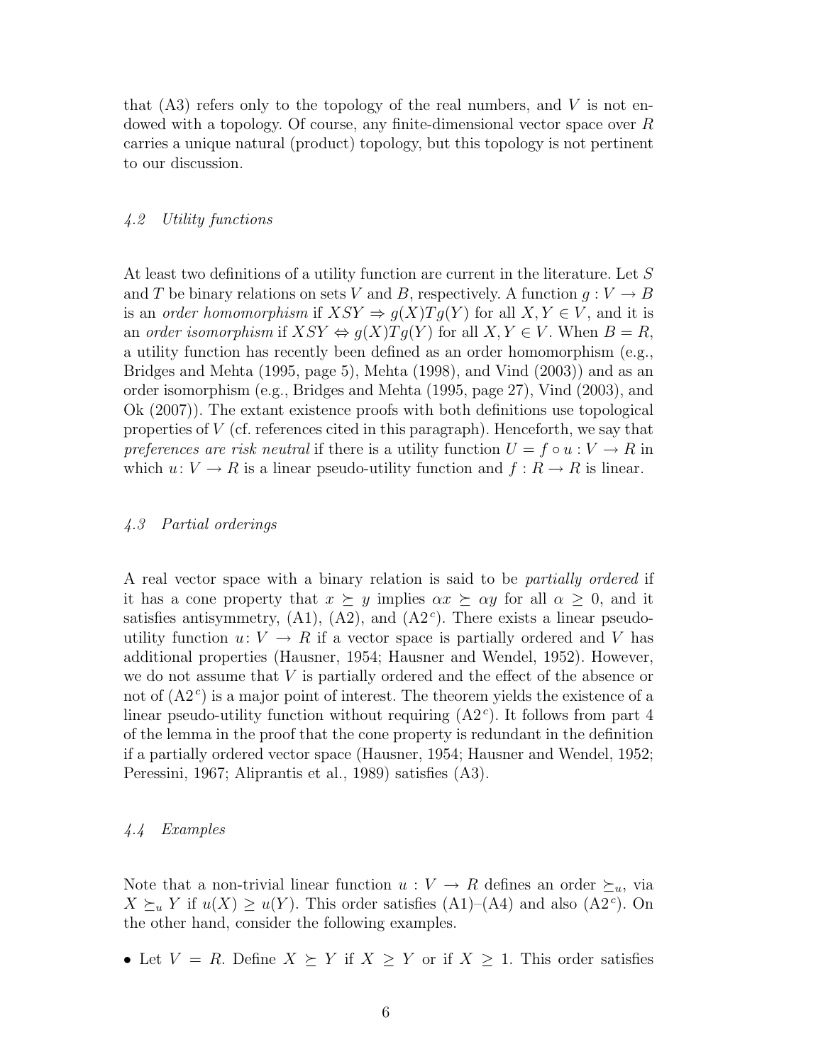that (A3) refers only to the topology of the real numbers, and $V$ is not endowed with a topology. Of course, any finite-dimensional vector space over $R$ carries a unique natural (product) topology, but this topology is not pertinent to our discussion.

### *4.2 Utility functions*

At least two definitions of a utility function are current in the literature. Let $S$ and $T$ be binary relations on sets $V$ and $B$, respectively. A function $g : V \to B$ is an *order homomorphism* if $XSY \Rightarrow g(X)Tg(Y)$ for all $X, Y \in V$, and it is an *order isomorphism* if $XSY \Leftrightarrow g(X)Tg(Y)$ for all $X, Y \in V$. When $B = R$, a utility function has recently been defined as an order homomorphism (e.g., Bridges and Mehta (1995, page 5), Mehta (1998), and Vind (2003)) and as an order isomorphism (e.g., Bridges and Mehta (1995, page 27), Vind (2003), and Ok (2007)). The extant existence proofs with both definitions use topological properties of $V$ (cf. references cited in this paragraph). Henceforth, we say that *preferences are risk neutral* if there is a utility function $U = f \circ u : V \to R$ in which $u \colon V \to R$ is a linear pseudo-utility function and $f : R \to R$ is linear.

### *4.3 Partial orderings*

A real vector space with a binary relation is said to be *partially ordered* if it has a cone property that $x \succeq y$ implies $\alpha x \succeq \alpha y$ for all $\alpha \geq 0$, and it satisfies antisymmetry, (A1), (A2), and (A2$^c$). There exists a linear pseudo-utility function $u \colon V \to R$ if a vector space is partially ordered and $V$ has additional properties (Hausner, 1954; Hausner and Wendel, 1952). However, we do not assume that $V$ is partially ordered and the effect of the absence or not of (A2$^c$) is a major point of interest. The theorem yields the existence of a linear pseudo-utility function without requiring (A2$^c$). It follows from part 4 of the lemma in the proof that the cone property is redundant in the definition if a partially ordered vector space (Hausner, 1954; Hausner and Wendel, 1952; Peressini, 1967; Aliprantis et al., 1989) satisfies (A3).

### *4.4 Examples*

Note that a non-trivial linear function $u : V \to R$ defines an order $\succeq_u$, via $X \succeq_u Y$ if $u(X) \geq u(Y)$. This order satisfies (A1)–(A4) and also (A2$^c$). On the other hand, consider the following examples.

- Let $V = R$. Define $X \succeq Y$ if $X \geq Y$ or if $X \geq 1$. This order satisfies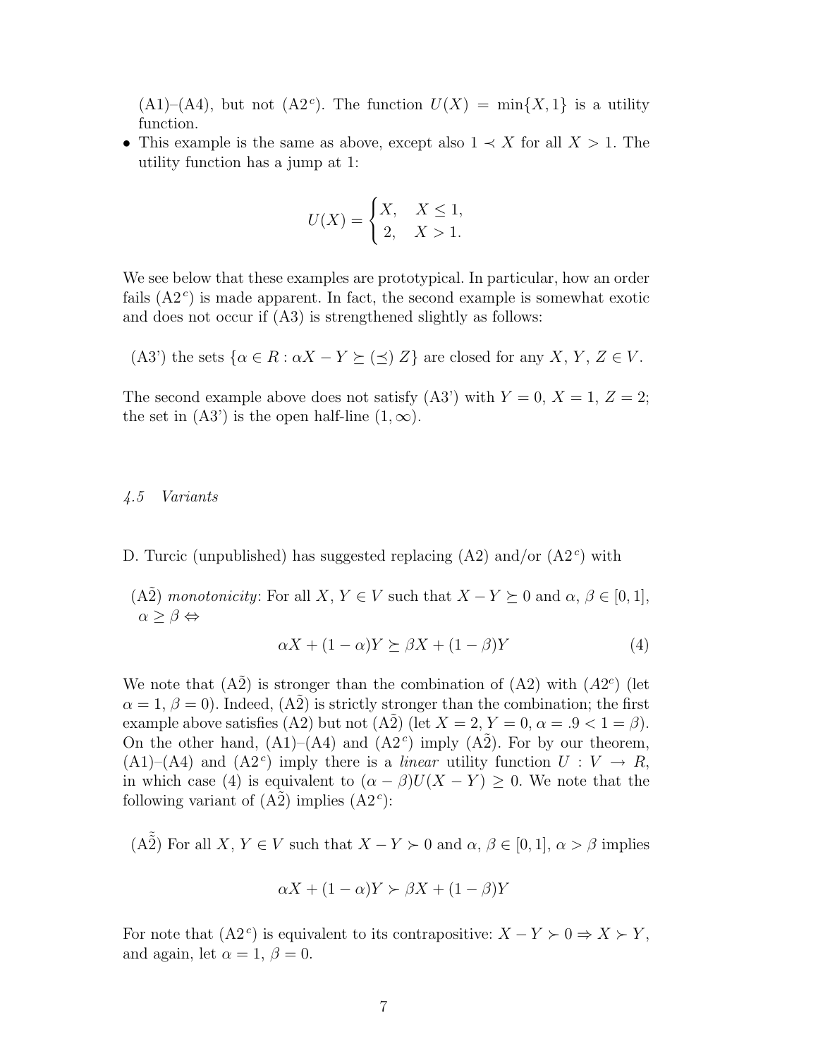(A1)–(A4), but not (A2$^c$). The function $U(X) = \min\{X, 1\}$ is a utility function.

- This example is the same as above, except also $1 \prec X$ for all $X > 1$. The utility function has a jump at 1:

$$U(X) = \begin{cases} X, & X \leq 1, \\ 2, & X > 1. \end{cases}$$

We see below that these examples are prototypical. In particular, how an order fails (A2$^c$) is made apparent. In fact, the second example is somewhat exotic and does not occur if (A3) is strengthened slightly as follows:

(A3') the sets $\{\alpha \in R : \alpha X - Y \succeq (\preceq)\, Z\}$ are closed for any $X$, $Y$, $Z \in V$.

The second example above does not satisfy (A3') with $Y = 0$, $X = 1$, $Z = 2$; the set in (A3') is the open half-line $(1, \infty)$.

### *4.5 Variants*

D. Turcic (unpublished) has suggested replacing (A2) and/or (A2$^c$) with

(A$\tilde{2}$) *monotonicity*: For all $X$, $Y \in V$ such that $X - Y \succeq 0$ and $\alpha$, $\beta \in [0, 1]$, $\alpha \geq \beta \Leftrightarrow$

$$\alpha X + (1 - \alpha)Y \succeq \beta X + (1 - \beta)Y \tag{4}$$

We note that (A$\tilde{2}$) is stronger than the combination of (A2) with ($A2^c$) (let $\alpha = 1$, $\beta = 0$). Indeed, (A$\tilde{2}$) is strictly stronger than the combination; the first example above satisfies (A2) but not (A$\tilde{2}$) (let $X = 2$, $Y = 0$, $\alpha = .9 < 1 = \beta$). On the other hand, (A1)–(A4) and (A2$^c$) imply (A$\tilde{2}$). For by our theorem, (A1)–(A4) and (A2$^c$) imply there is a *linear* utility function $U : V \to R$, in which case (4) is equivalent to $(\alpha - \beta)U(X - Y) \geq 0$. We note that the following variant of (A$\tilde{2}$) implies (A2$^c$):

(A$\tilde{\tilde{2}}$) For all $X$, $Y \in V$ such that $X - Y \succ 0$ and $\alpha$, $\beta \in [0, 1]$, $\alpha > \beta$ implies

$$\alpha X + (1 - \alpha)Y \succ \beta X + (1 - \beta)Y$$

For note that (A2$^c$) is equivalent to its contrapositive: $X - Y \succ 0 \Rightarrow X \succ Y$, and again, let $\alpha = 1$, $\beta = 0$.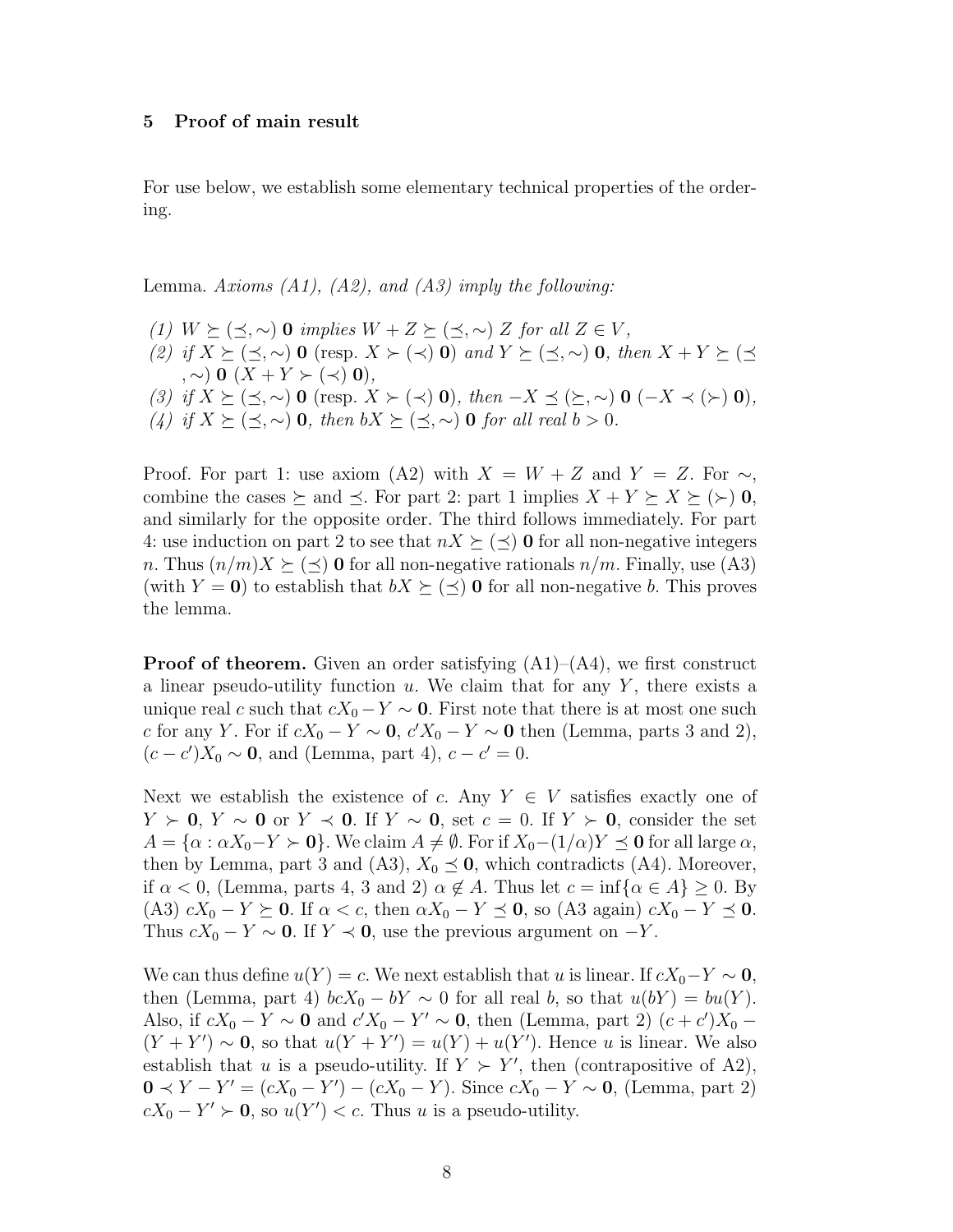## 5 Proof of main result

For use below, we establish some elementary technical properties of the ordering.

Lemma. *Axioms (A1), (A2), and (A3) imply the following:*

*(1)* $W \succeq (\preceq, \sim)$ $\mathbf{0}$ *implies* $W + Z \succeq (\preceq, \sim)$ $Z$ *for all* $Z \in V$,
*(2) if* $X \succeq (\preceq, \sim)$ $\mathbf{0}$ (resp. $X \succ (\prec)$ $\mathbf{0}$) *and* $Y \succeq (\preceq, \sim)$ $\mathbf{0}$, *then* $X + Y \succeq (\preceq, \sim)$ $\mathbf{0}$ $(X + Y \succ (\prec)$ $\mathbf{0})$,
*(3) if* $X \succeq (\preceq, \sim)$ $\mathbf{0}$ (resp. $X \succ (\prec)$ $\mathbf{0}$), *then* $-X \preceq (\succeq, \sim)$ $\mathbf{0}$ $(-X \prec (\succ)$ $\mathbf{0})$,
*(4) if* $X \succeq (\preceq, \sim)$ $\mathbf{0}$, *then* $bX \succeq (\preceq, \sim)$ $\mathbf{0}$ *for all real* $b > 0$.

Proof. For part 1: use axiom (A2) with $X = W + Z$ and $Y = Z$. For $\sim$, combine the cases $\succeq$ and $\preceq$. For part 2: part 1 implies $X + Y \succeq X \succeq (\succ)$ $\mathbf{0}$, and similarly for the opposite order. The third follows immediately. For part 4: use induction on part 2 to see that $nX \succeq (\preceq)$ $\mathbf{0}$ for all non-negative integers $n$. Thus $(n/m)X \succeq (\preceq)$ $\mathbf{0}$ for all non-negative rationals $n/m$. Finally, use (A3) (with $Y = \mathbf{0}$) to establish that $bX \succeq (\preceq)$ $\mathbf{0}$ for all non-negative $b$. This proves the lemma.

**Proof of theorem.** Given an order satisfying (A1)–(A4), we first construct a linear pseudo-utility function $u$. We claim that for any $Y$, there exists a unique real $c$ such that $cX_0 - Y \sim \mathbf{0}$. First note that there is at most one such $c$ for any $Y$. For if $cX_0 - Y \sim \mathbf{0}$, $c'X_0 - Y \sim \mathbf{0}$ then (Lemma, parts 3 and 2), $(c - c')X_0 \sim \mathbf{0}$, and (Lemma, part 4), $c - c' = 0$.

Next we establish the existence of $c$. Any $Y \in V$ satisfies exactly one of $Y \succ \mathbf{0}$, $Y \sim \mathbf{0}$ or $Y \prec \mathbf{0}$. If $Y \sim \mathbf{0}$, set $c = 0$. If $Y \succ \mathbf{0}$, consider the set $A = \{\alpha : \alpha X_0 - Y \succ \mathbf{0}\}$. We claim $A \neq \emptyset$. For if $X_0 - (1/\alpha)Y \preceq \mathbf{0}$ for all large $\alpha$, then by Lemma, part 3 and (A3), $X_0 \preceq \mathbf{0}$, which contradicts (A4). Moreover, if $\alpha < 0$, (Lemma, parts 4, 3 and 2) $\alpha \notin A$. Thus let $c = \inf\{\alpha \in A\} \geq 0$. By (A3) $cX_0 - Y \succeq \mathbf{0}$. If $\alpha < c$, then $\alpha X_0 - Y \preceq \mathbf{0}$, so (A3 again) $cX_0 - Y \preceq \mathbf{0}$. Thus $cX_0 - Y \sim \mathbf{0}$. If $Y \prec \mathbf{0}$, use the previous argument on $-Y$.

We can thus define $u(Y) = c$. We next establish that $u$ is linear. If $cX_0 - Y \sim \mathbf{0}$, then (Lemma, part 4) $bcX_0 - bY \sim 0$ for all real $b$, so that $u(bY) = bu(Y)$. Also, if $cX_0 - Y \sim \mathbf{0}$ and $c'X_0 - Y' \sim \mathbf{0}$, then (Lemma, part 2) $(c + c')X_0 - (Y + Y') \sim \mathbf{0}$, so that $u(Y + Y') = u(Y) + u(Y')$. Hence $u$ is linear. We also establish that $u$ is a pseudo-utility. If $Y \succ Y'$, then (contrapositive of A2), $\mathbf{0} \prec Y - Y' = (cX_0 - Y') - (cX_0 - Y)$. Since $cX_0 - Y \sim \mathbf{0}$, (Lemma, part 2) $cX_0 - Y' \succ \mathbf{0}$, so $u(Y') < c$. Thus $u$ is a pseudo-utility.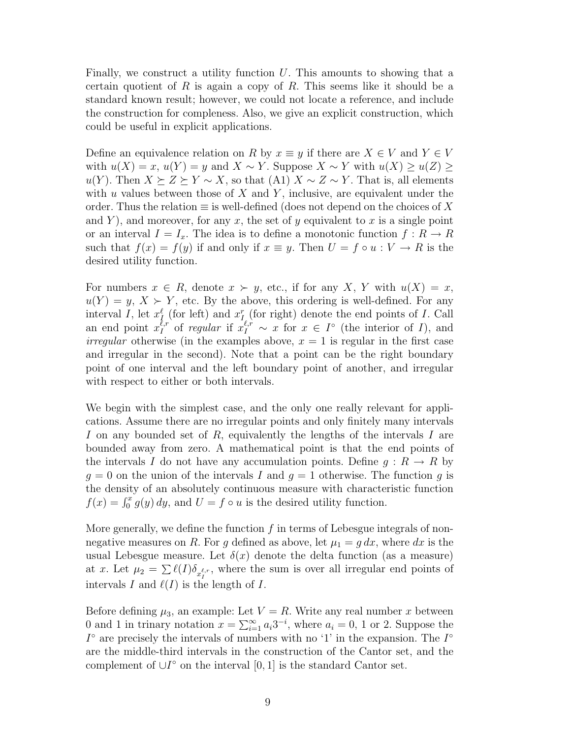Finally, we construct a utility function $U$. This amounts to showing that a certain quotient of $R$ is again a copy of $R$. This seems like it should be a standard known result; however, we could not locate a reference, and include the construction for compleness. Also, we give an explicit construction, which could be useful in explicit applications.

Define an equivalence relation on $R$ by $x \equiv y$ if there are $X \in V$ and $Y \in V$ with $u(X) = x$, $u(Y) = y$ and $X \sim Y$. Suppose $X \sim Y$ with $u(X) \geq u(Z) \geq u(Y)$. Then $X \succeq Z \succeq Y \sim X$, so that (A1) $X \sim Z \sim Y$. That is, all elements with $u$ values between those of $X$ and $Y$, inclusive, are equivalent under the order. Thus the relation $\equiv$ is well-defined (does not depend on the choices of $X$ and $Y$), and moreover, for any $x$, the set of $y$ equivalent to $x$ is a single point or an interval $I = I_x$. The idea is to define a monotonic function $f : R \to R$ such that $f(x) = f(y)$ if and only if $x \equiv y$. Then $U = f \circ u : V \to R$ is the desired utility function.

For numbers $x \in R$, denote $x \succ y$, etc., if for any $X$, $Y$ with $u(X) = x$, $u(Y) = y$, $X \succ Y$, etc. By the above, this ordering is well-defined. For any interval $I$, let $x_I^\ell$ (for left) and $x_I^r$ (for right) denote the end points of $I$. Call an end point $x_I^{\ell,r}$ of *regular* if $x_I^{\ell,r} \sim x$ for $x \in I^\circ$ (the interior of $I$), and *irregular* otherwise (in the examples above, $x = 1$ is regular in the first case and irregular in the second). Note that a point can be the right boundary point of one interval and the left boundary point of another, and irregular with respect to either or both intervals.

We begin with the simplest case, and the only one really relevant for applications. Assume there are no irregular points and only finitely many intervals $I$ on any bounded set of $R$, equivalently the lengths of the intervals $I$ are bounded away from zero. A mathematical point is that the end points of the intervals $I$ do not have any accumulation points. Define $g : R \to R$ by $g = 0$ on the union of the intervals $I$ and $g = 1$ otherwise. The function $g$ is the density of an absolutely continuous measure with characteristic function $f(x) = \int_0^x g(y)\, dy$, and $U = f \circ u$ is the desired utility function.

More generally, we define the function $f$ in terms of Lebesgue integrals of non-negative measures on $R$. For $g$ defined as above, let $\mu_1 = g\, dx$, where $dx$ is the usual Lebesgue measure. Let $\delta(x)$ denote the delta function (as a measure) at $x$. Let $\mu_2 = \sum \ell(I) \delta_{x_I^{\ell,r}}$, where the sum is over all irregular end points of intervals $I$ and $\ell(I)$ is the length of $I$.

Before defining $\mu_3$, an example: Let $V = R$. Write any real number $x$ between 0 and 1 in trinary notation $x = \sum_{i=1}^\infty a_i 3^{-i}$, where $a_i = 0$, 1 or 2. Suppose the $I^\circ$ are precisely the intervals of numbers with no '1' in the expansion. The $I^\circ$ are the middle-third intervals in the construction of the Cantor set, and the complement of $\cup I^\circ$ on the interval $[0, 1]$ is the standard Cantor set.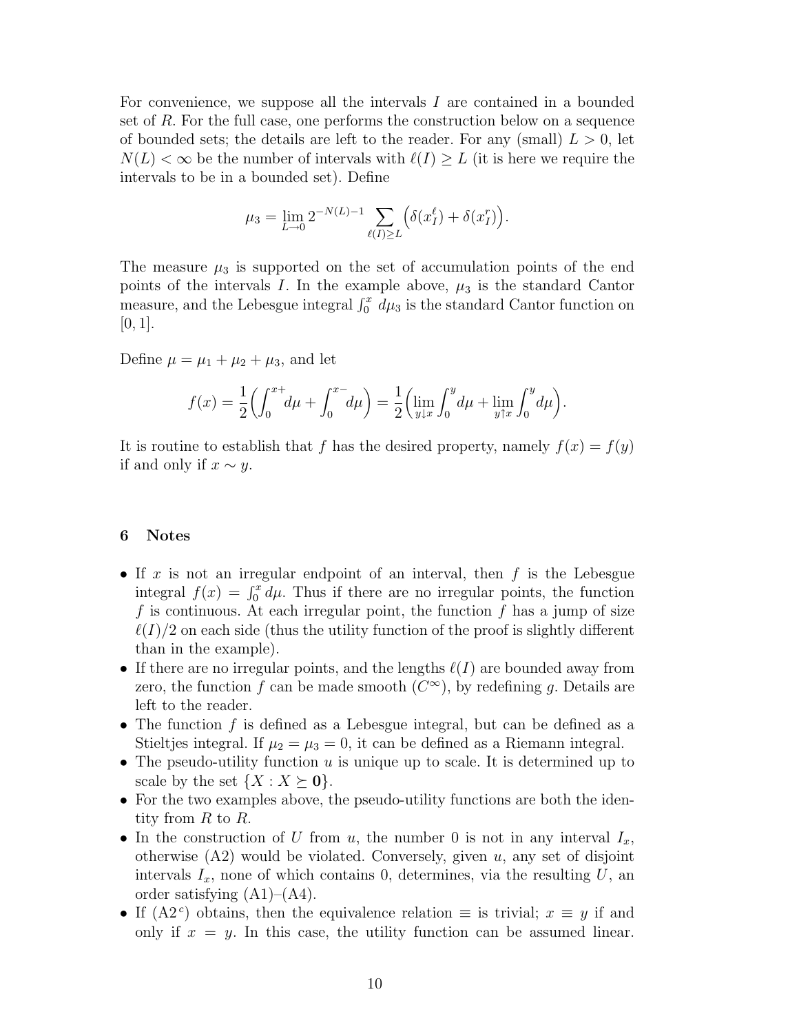For convenience, we suppose all the intervals $I$ are contained in a bounded set of $R$. For the full case, one performs the construction below on a sequence of bounded sets; the details are left to the reader. For any (small) $L > 0$, let $N(L) < \infty$ be the number of intervals with $\ell(I) \geq L$ (it is here we require the intervals to be in a bounded set). Define

$$\mu_3 = \lim_{L \to 0} 2^{-N(L)-1} \sum_{\ell(I) \geq L} \Big( \delta(x_I^{\ell}) + \delta(x_I^{r}) \Big).$$

The measure $\mu_3$ is supported on the set of accumulation points of the end points of the intervals $I$. In the example above, $\mu_3$ is the standard Cantor measure, and the Lebesgue integral $\int_0^x d\mu_3$ is the standard Cantor function on $[0, 1]$.

Define $\mu = \mu_1 + \mu_2 + \mu_3$, and let

$$f(x) = \frac{1}{2}\Big( \int_0^{x+} d\mu + \int_0^{x-} d\mu \Big) = \frac{1}{2}\Big( \lim_{y \downarrow x} \int_0^{y} d\mu + \lim_{y \uparrow x} \int_0^{y} d\mu \Big).$$

It is routine to establish that $f$ has the desired property, namely $f(x) = f(y)$ if and only if $x \sim y$.

## 6 Notes

- If $x$ is not an irregular endpoint of an interval, then $f$ is the Lebesgue integral $f(x) = \int_0^x d\mu$. Thus if there are no irregular points, the function $f$ is continuous. At each irregular point, the function $f$ has a jump of size $\ell(I)/2$ on each side (thus the utility function of the proof is slightly different than in the example).
- If there are no irregular points, and the lengths $\ell(I)$ are bounded away from zero, the function $f$ can be made smooth ($C^{\infty}$), by redefining $g$. Details are left to the reader.
- The function $f$ is defined as a Lebesgue integral, but can be defined as a Stieltjes integral. If $\mu_2 = \mu_3 = 0$, it can be defined as a Riemann integral.
- The pseudo-utility function $u$ is unique up to scale. It is determined up to scale by the set $\{X : X \succeq \mathbf{0}\}$.
- For the two examples above, the pseudo-utility functions are both the identity from $R$ to $R$.
- In the construction of $U$ from $u$, the number 0 is not in any interval $I_x$, otherwise (A2) would be violated. Conversely, given $u$, any set of disjoint intervals $I_x$, none of which contains 0, determines, via the resulting $U$, an order satisfying (A1)–(A4).
- If (A2$^c$) obtains, then the equivalence relation $\equiv$ is trivial; $x \equiv y$ if and only if $x = y$. In this case, the utility function can be assumed linear.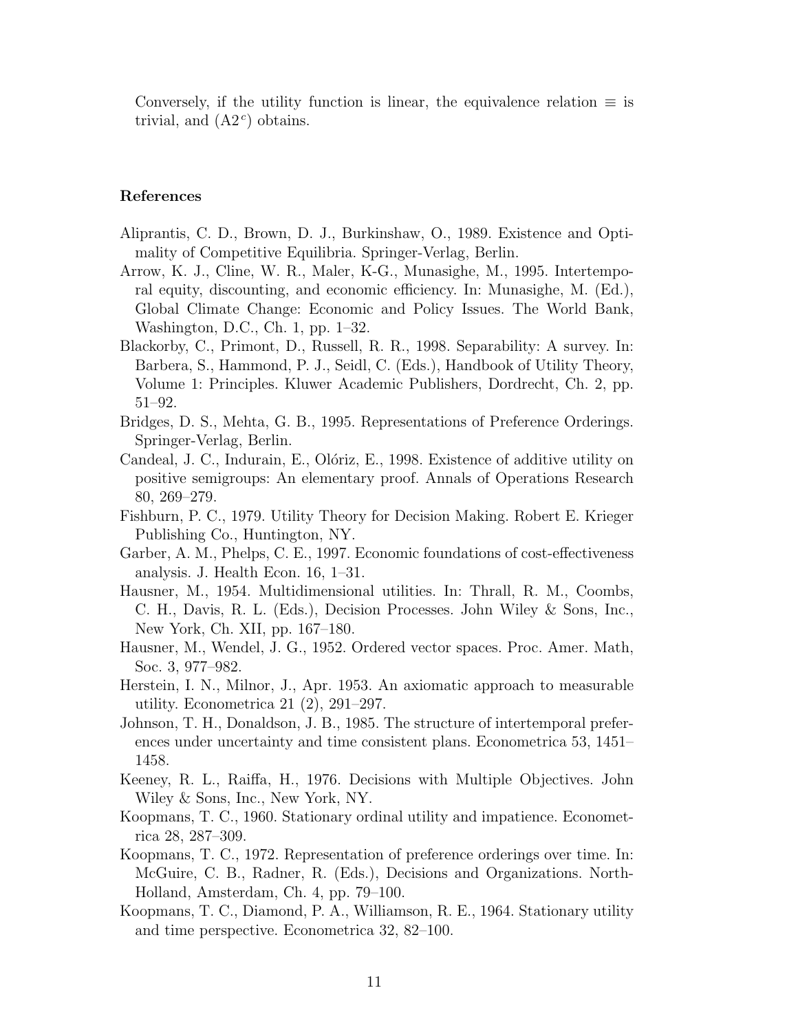Conversely, if the utility function is linear, the equivalence relation $\equiv$ is trivial, and (A2$^c$) obtains.

## References

Aliprantis, C. D., Brown, D. J., Burkinshaw, O., 1989. Existence and Optimality of Competitive Equilibria. Springer-Verlag, Berlin.

Arrow, K. J., Cline, W. R., Maler, K-G., Munasighe, M., 1995. Intertemporal equity, discounting, and economic efficiency. In: Munasighe, M. (Ed.), Global Climate Change: Economic and Policy Issues. The World Bank, Washington, D.C., Ch. 1, pp. 1–32.

Blackorby, C., Primont, D., Russell, R. R., 1998. Separability: A survey. In: Barbera, S., Hammond, P. J., Seidl, C. (Eds.), Handbook of Utility Theory, Volume 1: Principles. Kluwer Academic Publishers, Dordrecht, Ch. 2, pp. 51–92.

Bridges, D. S., Mehta, G. B., 1995. Representations of Preference Orderings. Springer-Verlag, Berlin.

Candeal, J. C., Indurain, E., Olóriz, E., 1998. Existence of additive utility on positive semigroups: An elementary proof. Annals of Operations Research 80, 269–279.

Fishburn, P. C., 1979. Utility Theory for Decision Making. Robert E. Krieger Publishing Co., Huntington, NY.

Garber, A. M., Phelps, C. E., 1997. Economic foundations of cost-effectiveness analysis. J. Health Econ. 16, 1–31.

Hausner, M., 1954. Multidimensional utilities. In: Thrall, R. M., Coombs, C. H., Davis, R. L. (Eds.), Decision Processes. John Wiley & Sons, Inc., New York, Ch. XII, pp. 167–180.

Hausner, M., Wendel, J. G., 1952. Ordered vector spaces. Proc. Amer. Math, Soc. 3, 977–982.

Herstein, I. N., Milnor, J., Apr. 1953. An axiomatic approach to measurable utility. Econometrica 21 (2), 291–297.

Johnson, T. H., Donaldson, J. B., 1985. The structure of intertemporal preferences under uncertainty and time consistent plans. Econometrica 53, 1451–1458.

Keeney, R. L., Raiffa, H., 1976. Decisions with Multiple Objectives. John Wiley & Sons, Inc., New York, NY.

Koopmans, T. C., 1960. Stationary ordinal utility and impatience. Econometrica 28, 287–309.

Koopmans, T. C., 1972. Representation of preference orderings over time. In: McGuire, C. B., Radner, R. (Eds.), Decisions and Organizations. North-Holland, Amsterdam, Ch. 4, pp. 79–100.

Koopmans, T. C., Diamond, P. A., Williamson, R. E., 1964. Stationary utility and time perspective. Econometrica 32, 82–100.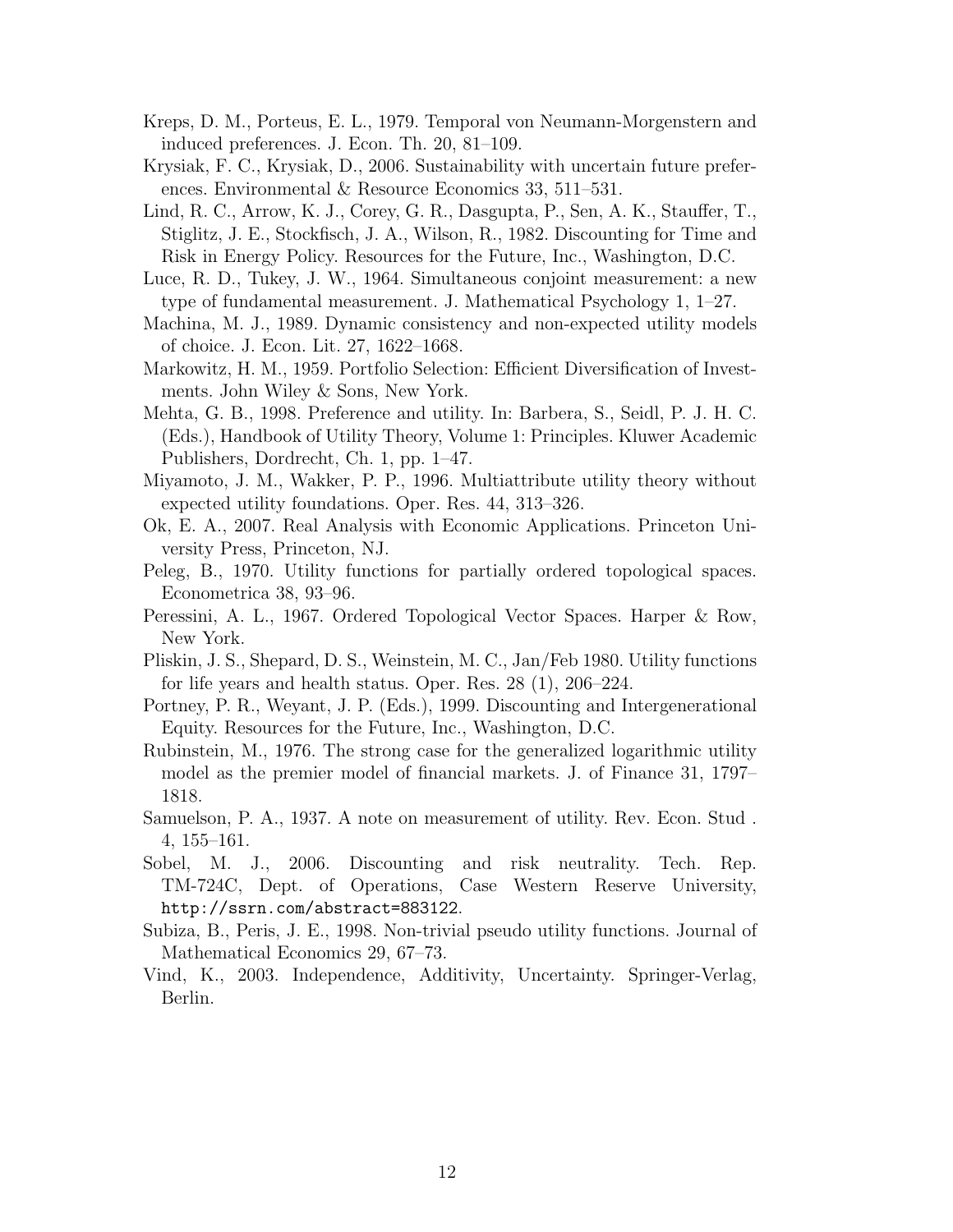Kreps, D. M., Porteus, E. L., 1979. Temporal von Neumann-Morgenstern and induced preferences. J. Econ. Th. 20, 81–109.

Krysiak, F. C., Krysiak, D., 2006. Sustainability with uncertain future preferences. Environmental & Resource Economics 33, 511–531.

Lind, R. C., Arrow, K. J., Corey, G. R., Dasgupta, P., Sen, A. K., Stauffer, T., Stiglitz, J. E., Stockfisch, J. A., Wilson, R., 1982. Discounting for Time and Risk in Energy Policy. Resources for the Future, Inc., Washington, D.C.

Luce, R. D., Tukey, J. W., 1964. Simultaneous conjoint measurement: a new type of fundamental measurement. J. Mathematical Psychology 1, 1–27.

Machina, M. J., 1989. Dynamic consistency and non-expected utility models of choice. J. Econ. Lit. 27, 1622–1668.

Markowitz, H. M., 1959. Portfolio Selection: Efficient Diversification of Investments. John Wiley & Sons, New York.

Mehta, G. B., 1998. Preference and utility. In: Barbera, S., Seidl, P. J. H. C. (Eds.), Handbook of Utility Theory, Volume 1: Principles. Kluwer Academic Publishers, Dordrecht, Ch. 1, pp. 1–47.

Miyamoto, J. M., Wakker, P. P., 1996. Multiattribute utility theory without expected utility foundations. Oper. Res. 44, 313–326.

Ok, E. A., 2007. Real Analysis with Economic Applications. Princeton University Press, Princeton, NJ.

Peleg, B., 1970. Utility functions for partially ordered topological spaces. Econometrica 38, 93–96.

Peressini, A. L., 1967. Ordered Topological Vector Spaces. Harper & Row, New York.

Pliskin, J. S., Shepard, D. S., Weinstein, M. C., Jan/Feb 1980. Utility functions for life years and health status. Oper. Res. 28 (1), 206–224.

Portney, P. R., Weyant, J. P. (Eds.), 1999. Discounting and Intergenerational Equity. Resources for the Future, Inc., Washington, D.C.

Rubinstein, M., 1976. The strong case for the generalized logarithmic utility model as the premier model of financial markets. J. of Finance 31, 1797–1818.

Samuelson, P. A., 1937. A note on measurement of utility. Rev. Econ. Stud . 4, 155–161.

Sobel, M. J., 2006. Discounting and risk neutrality. Tech. Rep. TM-724C, Dept. of Operations, Case Western Reserve University, `http://ssrn.com/abstract=883122`.

Subiza, B., Peris, J. E., 1998. Non-trivial pseudo utility functions. Journal of Mathematical Economics 29, 67–73.

Vind, K., 2003. Independence, Additivity, Uncertainty. Springer-Verlag, Berlin.